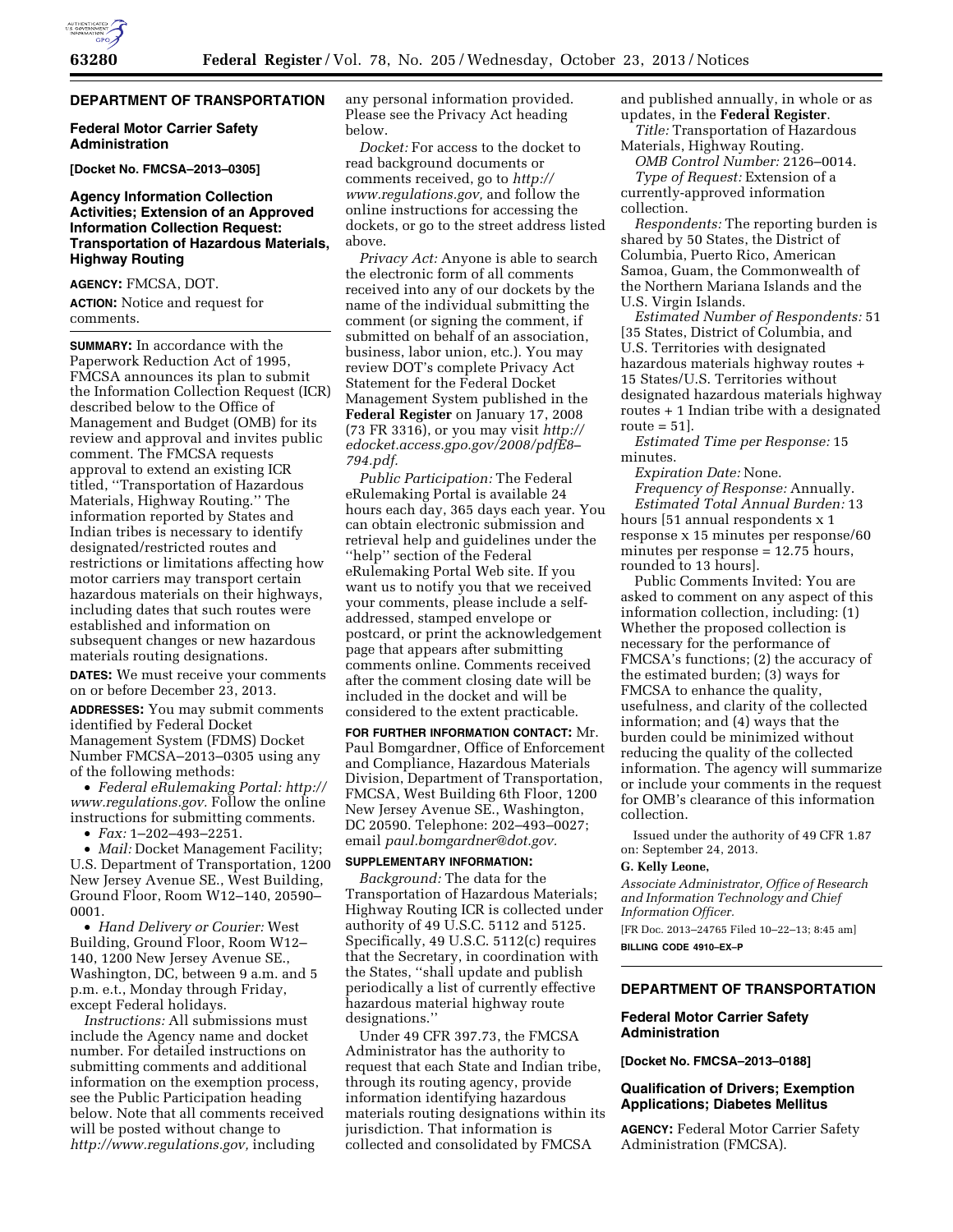## DEPARTMENT OF TRANSPORTATION

### Federal Motor Carrier Safety Administration

**[Docket No. FMCSA–2013–0305]**

### Agency Information Collection Activities; Extension of an Approved Information Collection Request: Transportation of Hazardous Materials, Highway Routing

**AGENCY:** FMCSA, DOT.

**ACTION:** Notice and request for comments.

**SUMMARY:** In accordance with the Paperwork Reduction Act of 1995, FMCSA announces its plan to submit the Information Collection Request (ICR) described below to the Office of Management and Budget (OMB) for its review and approval and invites public comment. The FMCSA requests approval to extend an existing ICR titled, ''Transportation of Hazardous Materials, Highway Routing.'' The information reported by States and Indian tribes is necessary to identify designated/restricted routes and restrictions or limitations affecting how motor carriers may transport certain hazardous materials on their highways, including dates that such routes were established and information on subsequent changes or new hazardous materials routing designations.

**DATES:** We must receive your comments on or before December 23, 2013.

**ADDRESSES:** You may submit comments identified by Federal Docket Management System (FDMS) Docket Number FMCSA–2013–0305 using any of the following methods:

- *Federal eRulemaking Portal: http://www.regulations.gov.* Follow the online instructions for submitting comments.
- *Fax:* 1–202–493–2251.
- *Mail:* Docket Management Facility; U.S. Department of Transportation, 1200 New Jersey Avenue SE., West Building, Ground Floor, Room W12–140, 20590–0001.
- *Hand Delivery or Courier:* West Building, Ground Floor, Room W12–140, 1200 New Jersey Avenue SE., Washington, DC, between 9 a.m. and 5 p.m. e.t., Monday through Friday, except Federal holidays.

*Instructions:* All submissions must include the Agency name and docket number. For detailed instructions on submitting comments and additional information on the exemption process, see the Public Participation heading below. Note that all comments received will be posted without change to *http://www.regulations.gov,* including any personal information provided. Please see the Privacy Act heading below.

*Docket:* For access to the docket to read background documents or comments received, go to *http://www.regulations.gov,* and follow the online instructions for accessing the dockets, or go to the street address listed above.

*Privacy Act:* Anyone is able to search the electronic form of all comments received into any of our dockets by the name of the individual submitting the comment (or signing the comment, if submitted on behalf of an association, business, labor union, etc.). You may review DOT's complete Privacy Act Statement for the Federal Docket Management System published in the **Federal Register** on January 17, 2008 (73 FR 3316), or you may visit *http://edocket.access.gpo.gov/2008/pdfE8–794.pdf.*

*Public Participation:* The Federal eRulemaking Portal is available 24 hours each day, 365 days each year. You can obtain electronic submission and retrieval help and guidelines under the ''help'' section of the Federal eRulemaking Portal Web site. If you want us to notify you that we received your comments, please include a self-addressed, stamped envelope or postcard, or print the acknowledgement page that appears after submitting comments online. Comments received after the comment closing date will be included in the docket and will be considered to the extent practicable.

**FOR FURTHER INFORMATION CONTACT:** Mr. Paul Bomgardner, Office of Enforcement and Compliance, Hazardous Materials Division, Department of Transportation, FMCSA, West Building 6th Floor, 1200 New Jersey Avenue SE., Washington, DC 20590. Telephone: 202–493–0027; email *paul.bomgardner@dot.gov*.

**SUPPLEMENTARY INFORMATION:**

*Background:* The data for the Transportation of Hazardous Materials; Highway Routing ICR is collected under authority of 49 U.S.C. 5112 and 5125. Specifically, 49 U.S.C. 5112(c) requires that the Secretary, in coordination with the States, ''shall update and publish periodically a list of currently effective hazardous material highway route designations.''

Under 49 CFR 397.73, the FMCSA Administrator has the authority to request that each State and Indian tribe, through its routing agency, provide information identifying hazardous materials routing designations within its jurisdiction. That information is collected and consolidated by FMCSA and published annually, in whole or as updates, in the **Federal Register**.

*Title:* Transportation of Hazardous Materials, Highway Routing.

*OMB Control Number:* 2126–0014.

*Type of Request:* Extension of a currently-approved information collection.

*Respondents:* The reporting burden is shared by 50 States, the District of Columbia, Puerto Rico, American Samoa, Guam, the Commonwealth of the Northern Mariana Islands and the U.S. Virgin Islands.

*Estimated Number of Respondents:* 51 [35 States, District of Columbia, and U.S. Territories with designated hazardous materials highway routes + 15 States/U.S. Territories without designated hazardous materials highway routes + 1 Indian tribe with a designated route = 51].

*Estimated Time per Response:* 15 minutes.

*Expiration Date:* None.

*Frequency of Response:* Annually.

*Estimated Total Annual Burden:* 13 hours [51 annual respondents x 1 response x 15 minutes per response/60 minutes per response = 12.75 hours, rounded to 13 hours].

Public Comments Invited: You are asked to comment on any aspect of this information collection, including: (1) Whether the proposed collection is necessary for the performance of FMCSA's functions; (2) the accuracy of the estimated burden; (3) ways for FMCSA to enhance the quality, usefulness, and clarity of the collected information; and (4) ways that the burden could be minimized without reducing the quality of the collected information. The agency will summarize or include your comments in the request for OMB's clearance of this information collection.

Issued under the authority of 49 CFR 1.87 on: September 24, 2013.

**G. Kelly Leone,**

*Associate Administrator, Office of Research and Information Technology and Chief Information Officer.*

[FR Doc. 2013–24765 Filed 10–22–13; 8:45 am]

**BILLING CODE 4910–EX–P**

---

## DEPARTMENT OF TRANSPORTATION

### Federal Motor Carrier Safety Administration

**[Docket No. FMCSA–2013–0188]**

### Qualification of Drivers; Exemption Applications; Diabetes Mellitus

**AGENCY:** Federal Motor Carrier Safety Administration (FMCSA).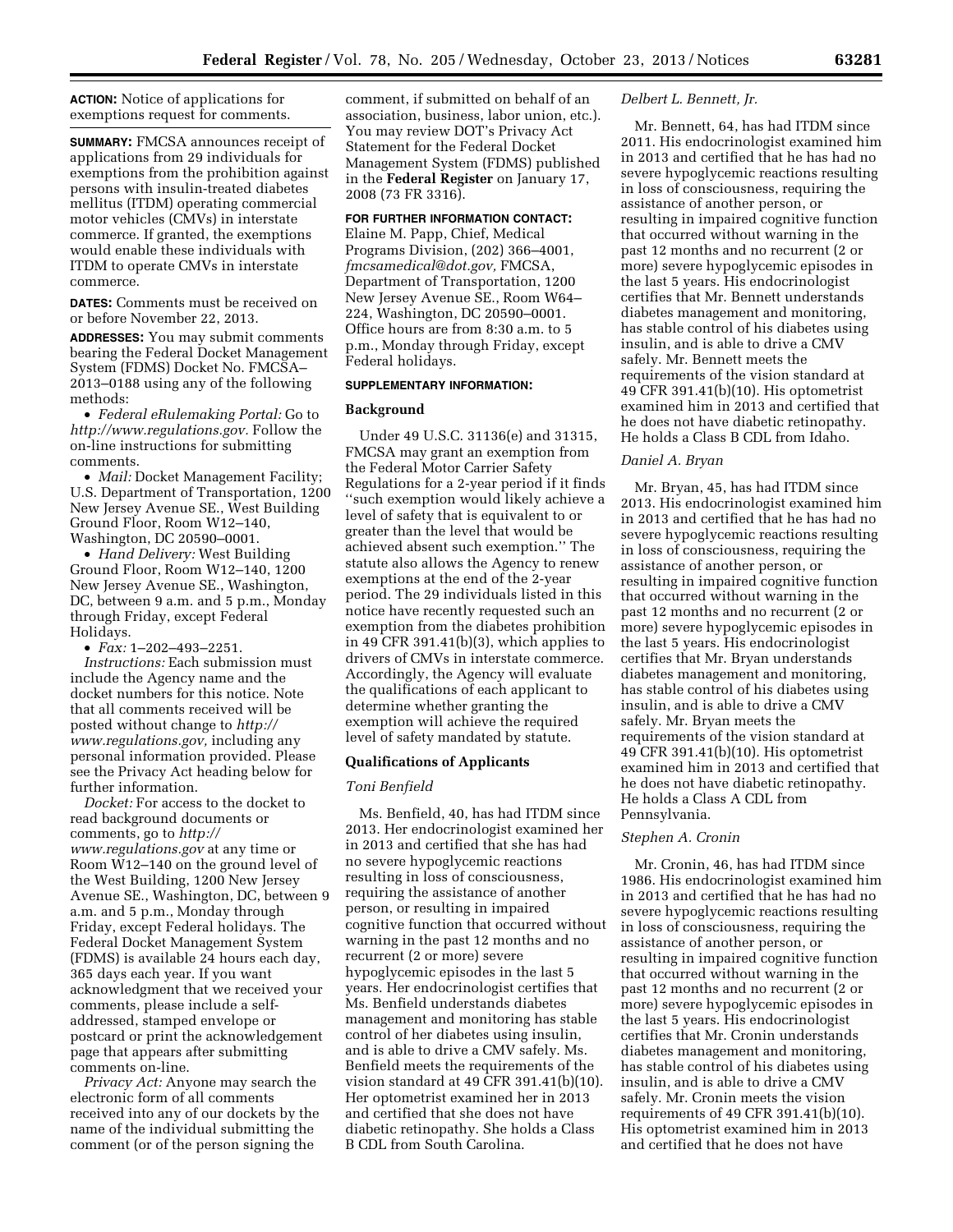**ACTION:** Notice of applications for exemptions request for comments.

**SUMMARY:** FMCSA announces receipt of applications from 29 individuals for exemptions from the prohibition against persons with insulin-treated diabetes mellitus (ITDM) operating commercial motor vehicles (CMVs) in interstate commerce. If granted, the exemptions would enable these individuals with ITDM to operate CMVs in interstate commerce.

**DATES:** Comments must be received on or before November 22, 2013.

**ADDRESSES:** You may submit comments bearing the Federal Docket Management System (FDMS) Docket No. FMCSA–2013–0188 using any of the following methods:

- *Federal eRulemaking Portal:* Go to *http://www.regulations.gov.* Follow the on-line instructions for submitting comments.
- *Mail:* Docket Management Facility; U.S. Department of Transportation, 1200 New Jersey Avenue SE., West Building Ground Floor, Room W12–140, Washington, DC 20590–0001.
- *Hand Delivery:* West Building Ground Floor, Room W12–140, 1200 New Jersey Avenue SE., Washington, DC, between 9 a.m. and 5 p.m., Monday through Friday, except Federal Holidays.
- *Fax:* 1–202–493–2251.

*Instructions:* Each submission must include the Agency name and the docket numbers for this notice. Note that all comments received will be posted without change to *http://www.regulations.gov,* including any personal information provided. Please see the Privacy Act heading below for further information.

*Docket:* For access to the docket to read background documents or comments, go to *http://www.regulations.gov* at any time or Room W12–140 on the ground level of the West Building, 1200 New Jersey Avenue SE., Washington, DC, between 9 a.m. and 5 p.m., Monday through Friday, except Federal holidays. The Federal Docket Management System (FDMS) is available 24 hours each day, 365 days each year. If you want acknowledgment that we received your comments, please include a self-addressed, stamped envelope or postcard or print the acknowledgement page that appears after submitting comments on-line.

*Privacy Act:* Anyone may search the electronic form of all comments received into any of our dockets by the name of the individual submitting the comment (or of the person signing the comment, if submitted on behalf of an association, business, labor union, etc.). You may review DOT's Privacy Act Statement for the Federal Docket Management System (FDMS) published in the **Federal Register** on January 17, 2008 (73 FR 3316).

**FOR FURTHER INFORMATION CONTACT:** Elaine M. Papp, Chief, Medical Programs Division, (202) 366–4001, *fmcsamedical@dot.gov,* FMCSA, Department of Transportation, 1200 New Jersey Avenue SE., Room W64–224, Washington, DC 20590–0001. Office hours are from 8:30 a.m. to 5 p.m., Monday through Friday, except Federal holidays.

**SUPPLEMENTARY INFORMATION:**

## Background

Under 49 U.S.C. 31136(e) and 31315, FMCSA may grant an exemption from the Federal Motor Carrier Safety Regulations for a 2-year period if it finds ''such exemption would likely achieve a level of safety that is equivalent to or greater than the level that would be achieved absent such exemption.'' The statute also allows the Agency to renew exemptions at the end of the 2-year period. The 29 individuals listed in this notice have recently requested such an exemption from the diabetes prohibition in 49 CFR 391.41(b)(3), which applies to drivers of CMVs in interstate commerce. Accordingly, the Agency will evaluate the qualifications of each applicant to determine whether granting the exemption will achieve the required level of safety mandated by statute.

## Qualifications of Applicants

### *Toni Benfield*

Ms. Benfield, 40, has had ITDM since 2013. Her endocrinologist examined her in 2013 and certified that she has had no severe hypoglycemic reactions resulting in loss of consciousness, requiring the assistance of another person, or resulting in impaired cognitive function that occurred without warning in the past 12 months and no recurrent (2 or more) severe hypoglycemic episodes in the last 5 years. Her endocrinologist certifies that Ms. Benfield understands diabetes management and monitoring has stable control of her diabetes using insulin, and is able to drive a CMV safely. Ms. Benfield meets the requirements of the vision standard at 49 CFR 391.41(b)(10). Her optometrist examined her in 2013 and certified that she does not have diabetic retinopathy. She holds a Class B CDL from South Carolina.

### *Delbert L. Bennett, Jr.*

Mr. Bennett, 64, has had ITDM since 2011. His endocrinologist examined him in 2013 and certified that he has had no severe hypoglycemic reactions resulting in loss of consciousness, requiring the assistance of another person, or resulting in impaired cognitive function that occurred without warning in the past 12 months and no recurrent (2 or more) severe hypoglycemic episodes in the last 5 years. His endocrinologist certifies that Mr. Bennett understands diabetes management and monitoring, has stable control of his diabetes using insulin, and is able to drive a CMV safely. Mr. Bennett meets the requirements of the vision standard at 49 CFR 391.41(b)(10). His optometrist examined him in 2013 and certified that he does not have diabetic retinopathy. He holds a Class B CDL from Idaho.

### *Daniel A. Bryan*

Mr. Bryan, 45, has had ITDM since 2013. His endocrinologist examined him in 2013 and certified that he has had no severe hypoglycemic reactions resulting in loss of consciousness, requiring the assistance of another person, or resulting in impaired cognitive function that occurred without warning in the past 12 months and no recurrent (2 or more) severe hypoglycemic episodes in the last 5 years. His endocrinologist certifies that Mr. Bryan understands diabetes management and monitoring, has stable control of his diabetes using insulin, and is able to drive a CMV safely. Mr. Bryan meets the requirements of the vision standard at 49 CFR 391.41(b)(10). His optometrist examined him in 2013 and certified that he does not have diabetic retinopathy. He holds a Class A CDL from Pennsylvania.

### *Stephen A. Cronin*

Mr. Cronin, 46, has had ITDM since 1986. His endocrinologist examined him in 2013 and certified that he has had no severe hypoglycemic reactions resulting in loss of consciousness, requiring the assistance of another person, or resulting in impaired cognitive function that occurred without warning in the past 12 months and no recurrent (2 or more) severe hypoglycemic episodes in the last 5 years. His endocrinologist certifies that Mr. Cronin understands diabetes management and monitoring, has stable control of his diabetes using insulin, and is able to drive a CMV safely. Mr. Cronin meets the vision requirements of 49 CFR 391.41(b)(10). His optometrist examined him in 2013 and certified that he does not have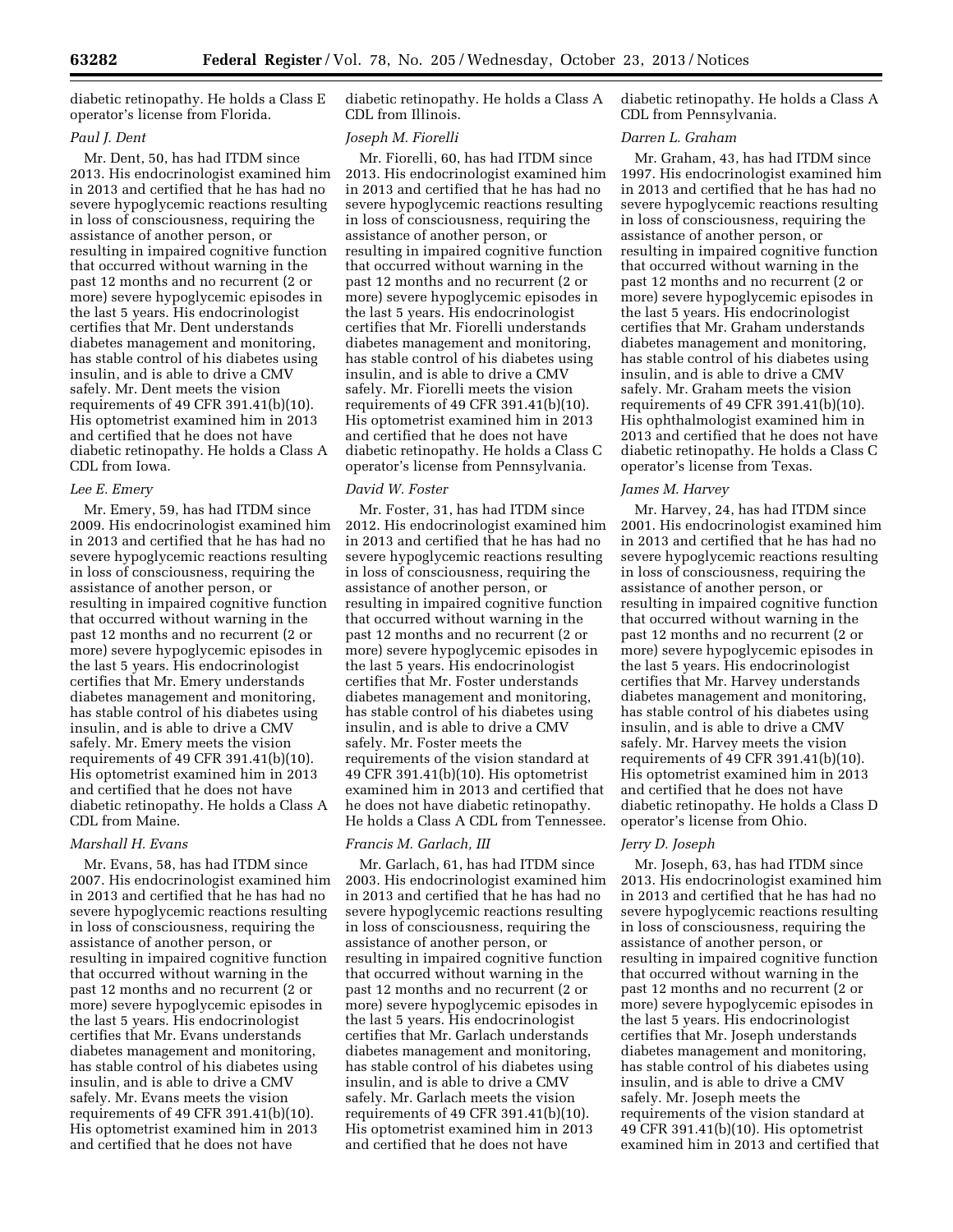diabetic retinopathy. He holds a Class E operator's license from Florida.

*Paul J. Dent*

Mr. Dent, 50, has had ITDM since 2013. His endocrinologist examined him in 2013 and certified that he has had no severe hypoglycemic reactions resulting in loss of consciousness, requiring the assistance of another person, or resulting in impaired cognitive function that occurred without warning in the past 12 months and no recurrent (2 or more) severe hypoglycemic episodes in the last 5 years. His endocrinologist certifies that Mr. Dent understands diabetes management and monitoring, has stable control of his diabetes using insulin, and is able to drive a CMV safely. Mr. Dent meets the vision requirements of 49 CFR 391.41(b)(10). His optometrist examined him in 2013 and certified that he does not have diabetic retinopathy. He holds a Class A CDL from Iowa.

*Lee E. Emery*

Mr. Emery, 59, has had ITDM since 2009. His endocrinologist examined him in 2013 and certified that he has had no severe hypoglycemic reactions resulting in loss of consciousness, requiring the assistance of another person, or resulting in impaired cognitive function that occurred without warning in the past 12 months and no recurrent (2 or more) severe hypoglycemic episodes in the last 5 years. His endocrinologist certifies that Mr. Emery understands diabetes management and monitoring, has stable control of his diabetes using insulin, and is able to drive a CMV safely. Mr. Emery meets the vision requirements of 49 CFR 391.41(b)(10). His optometrist examined him in 2013 and certified that he does not have diabetic retinopathy. He holds a Class A CDL from Maine.

*Marshall H. Evans*

Mr. Evans, 58, has had ITDM since 2007. His endocrinologist examined him in 2013 and certified that he has had no severe hypoglycemic reactions resulting in loss of consciousness, requiring the assistance of another person, or resulting in impaired cognitive function that occurred without warning in the past 12 months and no recurrent (2 or more) severe hypoglycemic episodes in the last 5 years. His endocrinologist certifies that Mr. Evans understands diabetes management and monitoring, has stable control of his diabetes using insulin, and is able to drive a CMV safely. Mr. Evans meets the vision requirements of 49 CFR 391.41(b)(10). His optometrist examined him in 2013 and certified that he does not have diabetic retinopathy. He holds a Class A CDL from Illinois.

*Joseph M. Fiorelli*

Mr. Fiorelli, 60, has had ITDM since 2013. His endocrinologist examined him in 2013 and certified that he has had no severe hypoglycemic reactions resulting in loss of consciousness, requiring the assistance of another person, or resulting in impaired cognitive function that occurred without warning in the past 12 months and no recurrent (2 or more) severe hypoglycemic episodes in the last 5 years. His endocrinologist certifies that Mr. Fiorelli understands diabetes management and monitoring, has stable control of his diabetes using insulin, and is able to drive a CMV safely. Mr. Fiorelli meets the vision requirements of 49 CFR 391.41(b)(10). His optometrist examined him in 2013 and certified that he does not have diabetic retinopathy. He holds a Class C operator's license from Pennsylvania.

*David W. Foster*

Mr. Foster, 31, has had ITDM since 2012. His endocrinologist examined him in 2013 and certified that he has had no severe hypoglycemic reactions resulting in loss of consciousness, requiring the assistance of another person, or resulting in impaired cognitive function that occurred without warning in the past 12 months and no recurrent (2 or more) severe hypoglycemic episodes in the last 5 years. His endocrinologist certifies that Mr. Foster understands diabetes management and monitoring, has stable control of his diabetes using insulin, and is able to drive a CMV safely. Mr. Foster meets the requirements of the vision standard at 49 CFR 391.41(b)(10). His optometrist examined him in 2013 and certified that he does not have diabetic retinopathy. He holds a Class A CDL from Tennessee.

*Francis M. Garlach, III*

Mr. Garlach, 61, has had ITDM since 2003. His endocrinologist examined him in 2013 and certified that he has had no severe hypoglycemic reactions resulting in loss of consciousness, requiring the assistance of another person, or resulting in impaired cognitive function that occurred without warning in the past 12 months and no recurrent (2 or more) severe hypoglycemic episodes in the last 5 years. His endocrinologist certifies that Mr. Garlach understands diabetes management and monitoring, has stable control of his diabetes using insulin, and is able to drive a CMV safely. Mr. Garlach meets the vision requirements of 49 CFR 391.41(b)(10). His optometrist examined him in 2013 and certified that he does not have diabetic retinopathy. He holds a Class A CDL from Pennsylvania.

*Darren L. Graham*

Mr. Graham, 43, has had ITDM since 1997. His endocrinologist examined him in 2013 and certified that he has had no severe hypoglycemic reactions resulting in loss of consciousness, requiring the assistance of another person, or resulting in impaired cognitive function that occurred without warning in the past 12 months and no recurrent (2 or more) severe hypoglycemic episodes in the last 5 years. His endocrinologist certifies that Mr. Graham understands diabetes management and monitoring, has stable control of his diabetes using insulin, and is able to drive a CMV safely. Mr. Graham meets the vision requirements of 49 CFR 391.41(b)(10). His ophthalmologist examined him in 2013 and certified that he does not have diabetic retinopathy. He holds a Class C operator's license from Texas.

*James M. Harvey*

Mr. Harvey, 24, has had ITDM since 2001. His endocrinologist examined him in 2013 and certified that he has had no severe hypoglycemic reactions resulting in loss of consciousness, requiring the assistance of another person, or resulting in impaired cognitive function that occurred without warning in the past 12 months and no recurrent (2 or more) severe hypoglycemic episodes in the last 5 years. His endocrinologist certifies that Mr. Harvey understands diabetes management and monitoring, has stable control of his diabetes using insulin, and is able to drive a CMV safely. Mr. Harvey meets the vision requirements of 49 CFR 391.41(b)(10). His optometrist examined him in 2013 and certified that he does not have diabetic retinopathy. He holds a Class D operator's license from Ohio.

*Jerry D. Joseph*

Mr. Joseph, 63, has had ITDM since 2013. His endocrinologist examined him in 2013 and certified that he has had no severe hypoglycemic reactions resulting in loss of consciousness, requiring the assistance of another person, or resulting in impaired cognitive function that occurred without warning in the past 12 months and no recurrent (2 or more) severe hypoglycemic episodes in the last 5 years. His endocrinologist certifies that Mr. Joseph understands diabetes management and monitoring, has stable control of his diabetes using insulin, and is able to drive a CMV safely. Mr. Joseph meets the requirements of the vision standard at 49 CFR 391.41(b)(10). His optometrist examined him in 2013 and certified that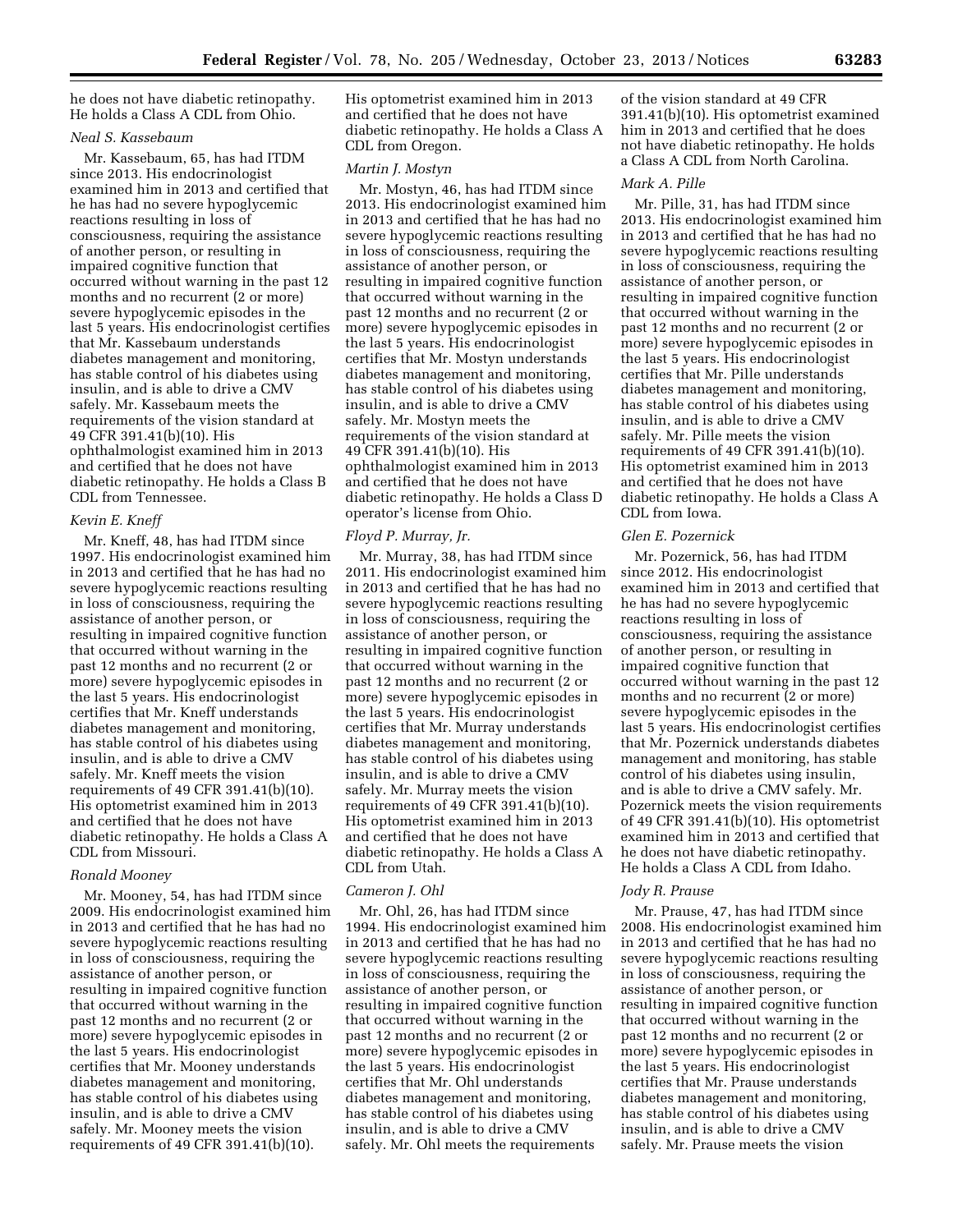he does not have diabetic retinopathy. He holds a Class A CDL from Ohio.

*Neal S. Kassebaum*

Mr. Kassebaum, 65, has had ITDM since 2013. His endocrinologist examined him in 2013 and certified that he has had no severe hypoglycemic reactions resulting in loss of consciousness, requiring the assistance of another person, or resulting in impaired cognitive function that occurred without warning in the past 12 months and no recurrent (2 or more) severe hypoglycemic episodes in the last 5 years. His endocrinologist certifies that Mr. Kassebaum understands diabetes management and monitoring, has stable control of his diabetes using insulin, and is able to drive a CMV safely. Mr. Kassebaum meets the requirements of the vision standard at 49 CFR 391.41(b)(10). His ophthalmologist examined him in 2013 and certified that he does not have diabetic retinopathy. He holds a Class B CDL from Tennessee.

*Kevin E. Kneff*

Mr. Kneff, 48, has had ITDM since 1997. His endocrinologist examined him in 2013 and certified that he has had no severe hypoglycemic reactions resulting in loss of consciousness, requiring the assistance of another person, or resulting in impaired cognitive function that occurred without warning in the past 12 months and no recurrent (2 or more) severe hypoglycemic episodes in the last 5 years. His endocrinologist certifies that Mr. Kneff understands diabetes management and monitoring, has stable control of his diabetes using insulin, and is able to drive a CMV safely. Mr. Kneff meets the vision requirements of 49 CFR 391.41(b)(10). His optometrist examined him in 2013 and certified that he does not have diabetic retinopathy. He holds a Class A CDL from Missouri.

*Ronald Mooney*

Mr. Mooney, 54, has had ITDM since 2009. His endocrinologist examined him in 2013 and certified that he has had no severe hypoglycemic reactions resulting in loss of consciousness, requiring the assistance of another person, or resulting in impaired cognitive function that occurred without warning in the past 12 months and no recurrent (2 or more) severe hypoglycemic episodes in the last 5 years. His endocrinologist certifies that Mr. Mooney understands diabetes management and monitoring, has stable control of his diabetes using insulin, and is able to drive a CMV safely. Mr. Mooney meets the vision requirements of 49 CFR 391.41(b)(10). His optometrist examined him in 2013 and certified that he does not have diabetic retinopathy. He holds a Class A CDL from Oregon.

*Martin J. Mostyn*

Mr. Mostyn, 46, has had ITDM since 2013. His endocrinologist examined him in 2013 and certified that he has had no severe hypoglycemic reactions resulting in loss of consciousness, requiring the assistance of another person, or resulting in impaired cognitive function that occurred without warning in the past 12 months and no recurrent (2 or more) severe hypoglycemic episodes in the last 5 years. His endocrinologist certifies that Mr. Mostyn understands diabetes management and monitoring, has stable control of his diabetes using insulin, and is able to drive a CMV safely. Mr. Mostyn meets the requirements of the vision standard at 49 CFR 391.41(b)(10). His ophthalmologist examined him in 2013 and certified that he does not have diabetic retinopathy. He holds a Class D operator's license from Ohio.

*Floyd P. Murray, Jr.*

Mr. Murray, 38, has had ITDM since 2011. His endocrinologist examined him in 2013 and certified that he has had no severe hypoglycemic reactions resulting in loss of consciousness, requiring the assistance of another person, or resulting in impaired cognitive function that occurred without warning in the past 12 months and no recurrent (2 or more) severe hypoglycemic episodes in the last 5 years. His endocrinologist certifies that Mr. Murray understands diabetes management and monitoring, has stable control of his diabetes using insulin, and is able to drive a CMV safely. Mr. Murray meets the vision requirements of 49 CFR 391.41(b)(10). His optometrist examined him in 2013 and certified that he does not have diabetic retinopathy. He holds a Class A CDL from Utah.

*Cameron J. Ohl*

Mr. Ohl, 26, has had ITDM since 1994. His endocrinologist examined him in 2013 and certified that he has had no severe hypoglycemic reactions resulting in loss of consciousness, requiring the assistance of another person, or resulting in impaired cognitive function that occurred without warning in the past 12 months and no recurrent (2 or more) severe hypoglycemic episodes in the last 5 years. His endocrinologist certifies that Mr. Ohl understands diabetes management and monitoring, has stable control of his diabetes using insulin, and is able to drive a CMV safely. Mr. Ohl meets the requirements of the vision standard at 49 CFR 391.41(b)(10). His optometrist examined him in 2013 and certified that he does not have diabetic retinopathy. He holds a Class A CDL from North Carolina.

*Mark A. Pille*

Mr. Pille, 31, has had ITDM since 2013. His endocrinologist examined him in 2013 and certified that he has had no severe hypoglycemic reactions resulting in loss of consciousness, requiring the assistance of another person, or resulting in impaired cognitive function that occurred without warning in the past 12 months and no recurrent (2 or more) severe hypoglycemic episodes in the last 5 years. His endocrinologist certifies that Mr. Pille understands diabetes management and monitoring, has stable control of his diabetes using insulin, and is able to drive a CMV safely. Mr. Pille meets the vision requirements of 49 CFR 391.41(b)(10). His optometrist examined him in 2013 and certified that he does not have diabetic retinopathy. He holds a Class A CDL from Iowa.

*Glen E. Pozernick*

Mr. Pozernick, 56, has had ITDM since 2012. His endocrinologist examined him in 2013 and certified that he has had no severe hypoglycemic reactions resulting in loss of consciousness, requiring the assistance of another person, or resulting in impaired cognitive function that occurred without warning in the past 12 months and no recurrent (2 or more) severe hypoglycemic episodes in the last 5 years. His endocrinologist certifies that Mr. Pozernick understands diabetes management and monitoring, has stable control of his diabetes using insulin, and is able to drive a CMV safely. Mr. Pozernick meets the vision requirements of 49 CFR 391.41(b)(10). His optometrist examined him in 2013 and certified that he does not have diabetic retinopathy. He holds a Class A CDL from Idaho.

*Jody R. Prause*

Mr. Prause, 47, has had ITDM since 2008. His endocrinologist examined him in 2013 and certified that he has had no severe hypoglycemic reactions resulting in loss of consciousness, requiring the assistance of another person, or resulting in impaired cognitive function that occurred without warning in the past 12 months and no recurrent (2 or more) severe hypoglycemic episodes in the last 5 years. His endocrinologist certifies that Mr. Prause understands diabetes management and monitoring, has stable control of his diabetes using insulin, and is able to drive a CMV safely. Mr. Prause meets the vision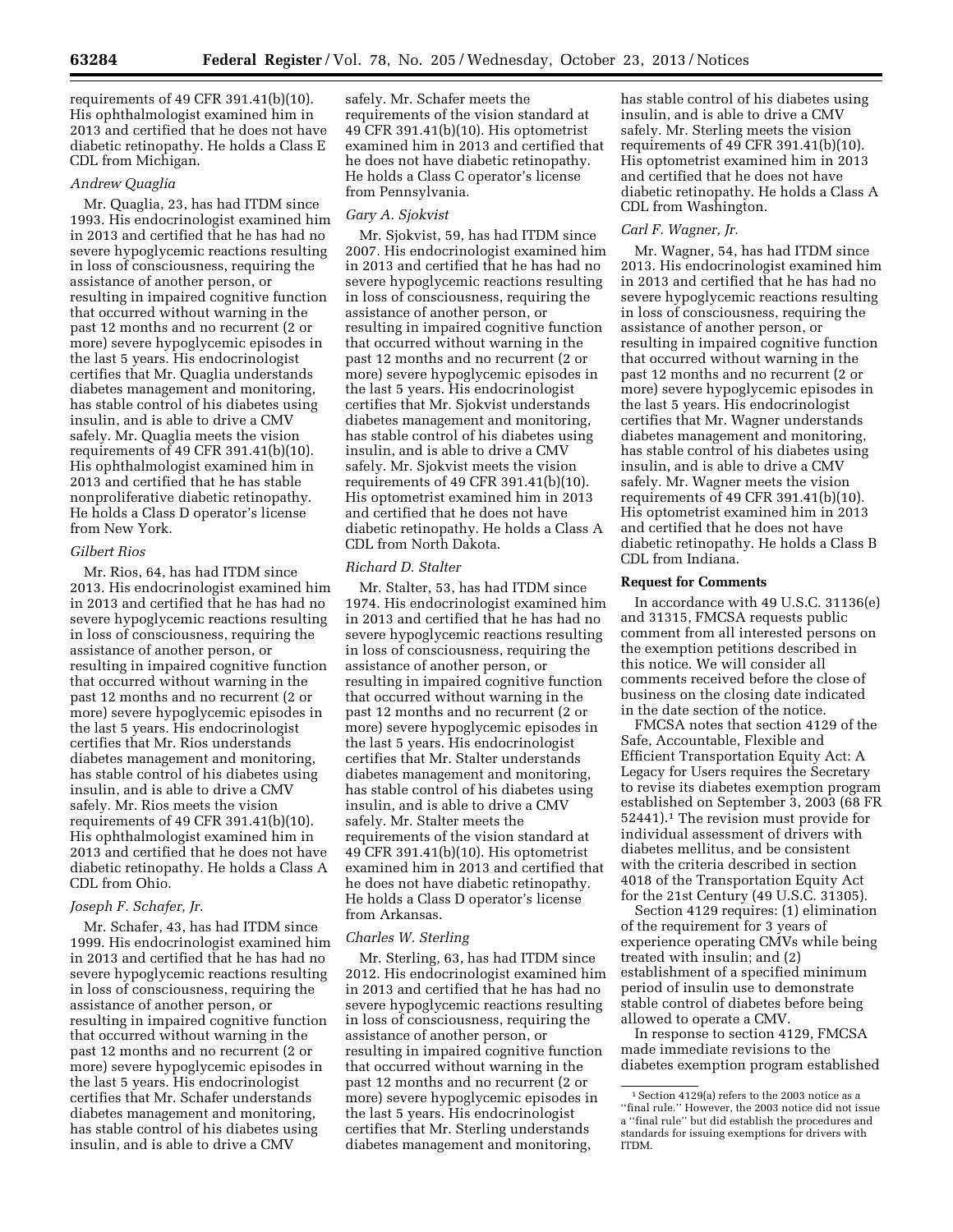requirements of 49 CFR 391.41(b)(10). His ophthalmologist examined him in 2013 and certified that he does not have diabetic retinopathy. He holds a Class E CDL from Michigan.

*Andrew Quaglia*

Mr. Quaglia, 23, has had ITDM since 1993. His endocrinologist examined him in 2013 and certified that he has had no severe hypoglycemic reactions resulting in loss of consciousness, requiring the assistance of another person, or resulting in impaired cognitive function that occurred without warning in the past 12 months and no recurrent (2 or more) severe hypoglycemic episodes in the last 5 years. His endocrinologist certifies that Mr. Quaglia understands diabetes management and monitoring, has stable control of his diabetes using insulin, and is able to drive a CMV safely. Mr. Quaglia meets the vision requirements of 49 CFR 391.41(b)(10). His ophthalmologist examined him in 2013 and certified that he has stable nonproliferative diabetic retinopathy. He holds a Class D operator's license from New York.

*Gilbert Rios*

Mr. Rios, 64, has had ITDM since 2013. His endocrinologist examined him in 2013 and certified that he has had no severe hypoglycemic reactions resulting in loss of consciousness, requiring the assistance of another person, or resulting in impaired cognitive function that occurred without warning in the past 12 months and no recurrent (2 or more) severe hypoglycemic episodes in the last 5 years. His endocrinologist certifies that Mr. Rios understands diabetes management and monitoring, has stable control of his diabetes using insulin, and is able to drive a CMV safely. Mr. Rios meets the vision requirements of 49 CFR 391.41(b)(10). His ophthalmologist examined him in 2013 and certified that he does not have diabetic retinopathy. He holds a Class A CDL from Ohio.

*Joseph F. Schafer, Jr.*

Mr. Schafer, 43, has had ITDM since 1999. His endocrinologist examined him in 2013 and certified that he has had no severe hypoglycemic reactions resulting in loss of consciousness, requiring the assistance of another person, or resulting in impaired cognitive function that occurred without warning in the past 12 months and no recurrent (2 or more) severe hypoglycemic episodes in the last 5 years. His endocrinologist certifies that Mr. Schafer understands diabetes management and monitoring, has stable control of his diabetes using insulin, and is able to drive a CMV safely. Mr. Schafer meets the requirements of the vision standard at 49 CFR 391.41(b)(10). His optometrist examined him in 2013 and certified that he does not have diabetic retinopathy. He holds a Class C operator's license from Pennsylvania.

*Gary A. Sjokvist*

Mr. Sjokvist, 59, has had ITDM since 2007. His endocrinologist examined him in 2013 and certified that he has had no severe hypoglycemic reactions resulting in loss of consciousness, requiring the assistance of another person, or resulting in impaired cognitive function that occurred without warning in the past 12 months and no recurrent (2 or more) severe hypoglycemic episodes in the last 5 years. His endocrinologist certifies that Mr. Sjokvist understands diabetes management and monitoring, has stable control of his diabetes using insulin, and is able to drive a CMV safely. Mr. Sjokvist meets the vision requirements of 49 CFR 391.41(b)(10). His optometrist examined him in 2013 and certified that he does not have diabetic retinopathy. He holds a Class A CDL from North Dakota.

*Richard D. Stalter*

Mr. Stalter, 53, has had ITDM since 1974. His endocrinologist examined him in 2013 and certified that he has had no severe hypoglycemic reactions resulting in loss of consciousness, requiring the assistance of another person, or resulting in impaired cognitive function that occurred without warning in the past 12 months and no recurrent (2 or more) severe hypoglycemic episodes in the last 5 years. His endocrinologist certifies that Mr. Stalter understands diabetes management and monitoring, has stable control of his diabetes using insulin, and is able to drive a CMV safely. Mr. Stalter meets the requirements of the vision standard at 49 CFR 391.41(b)(10). His optometrist examined him in 2013 and certified that he does not have diabetic retinopathy. He holds a Class D operator's license from Arkansas.

*Charles W. Sterling*

Mr. Sterling, 63, has had ITDM since 2012. His endocrinologist examined him in 2013 and certified that he has had no severe hypoglycemic reactions resulting in loss of consciousness, requiring the assistance of another person, or resulting in impaired cognitive function that occurred without warning in the past 12 months and no recurrent (2 or more) severe hypoglycemic episodes in the last 5 years. His endocrinologist certifies that Mr. Sterling understands diabetes management and monitoring, has stable control of his diabetes using insulin, and is able to drive a CMV safely. Mr. Sterling meets the vision requirements of 49 CFR 391.41(b)(10). His optometrist examined him in 2013 and certified that he does not have diabetic retinopathy. He holds a Class A CDL from Washington.

*Carl F. Wagner, Jr.*

Mr. Wagner, 54, has had ITDM since 2013. His endocrinologist examined him in 2013 and certified that he has had no severe hypoglycemic reactions resulting in loss of consciousness, requiring the assistance of another person, or resulting in impaired cognitive function that occurred without warning in the past 12 months and no recurrent (2 or more) severe hypoglycemic episodes in the last 5 years. His endocrinologist certifies that Mr. Wagner understands diabetes management and monitoring, has stable control of his diabetes using insulin, and is able to drive a CMV safely. Mr. Wagner meets the vision requirements of 49 CFR 391.41(b)(10). His optometrist examined him in 2013 and certified that he does not have diabetic retinopathy. He holds a Class B CDL from Indiana.

**Request for Comments**

In accordance with 49 U.S.C. 31136(e) and 31315, FMCSA requests public comment from all interested persons on the exemption petitions described in this notice. We will consider all comments received before the close of business on the closing date indicated in the date section of the notice.

FMCSA notes that section 4129 of the Safe, Accountable, Flexible and Efficient Transportation Equity Act: A Legacy for Users requires the Secretary to revise its diabetes exemption program established on September 3, 2003 (68 FR 52441).[1] The revision must provide for individual assessment of drivers with diabetes mellitus, and be consistent with the criteria described in section 4018 of the Transportation Equity Act for the 21st Century (49 U.S.C. 31305).

Section 4129 requires: (1) elimination of the requirement for 3 years of experience operating CMVs while being treated with insulin; and (2) establishment of a specified minimum period of insulin use to demonstrate stable control of diabetes before being allowed to operate a CMV.

In response to section 4129, FMCSA made immediate revisions to the diabetes exemption program established

[1] Section 4129(a) refers to the 2003 notice as a "final rule." However, the 2003 notice did not issue a "final rule" but did establish the procedures and standards for issuing exemptions for drivers with ITDM.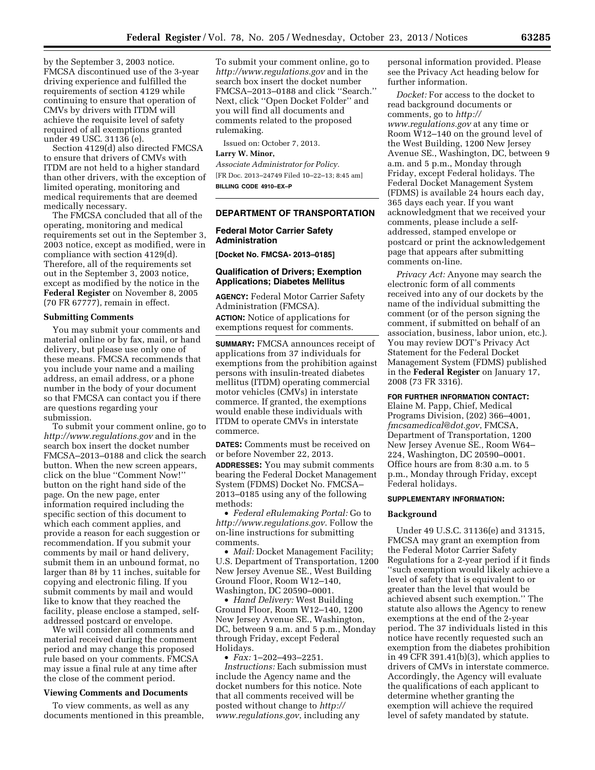by the September 3, 2003 notice. FMCSA discontinued use of the 3-year driving experience and fulfilled the requirements of section 4129 while continuing to ensure that operation of CMVs by drivers with ITDM will achieve the requisite level of safety required of all exemptions granted under 49 USC. 31136 (e).

Section 4129(d) also directed FMCSA to ensure that drivers of CMVs with ITDM are not held to a higher standard than other drivers, with the exception of limited operating, monitoring and medical requirements that are deemed medically necessary.

The FMCSA concluded that all of the operating, monitoring and medical requirements set out in the September 3, 2003 notice, except as modified, were in compliance with section 4129(d). Therefore, all of the requirements set out in the September 3, 2003 notice, except as modified by the notice in the **Federal Register** on November 8, 2005 (70 FR 67777), remain in effect.

### Submitting Comments

You may submit your comments and material online or by fax, mail, or hand delivery, but please use only one of these means. FMCSA recommends that you include your name and a mailing address, an email address, or a phone number in the body of your document so that FMCSA can contact you if there are questions regarding your submission.

To submit your comment online, go to *http://www.regulations.gov* and in the search box insert the docket number FMCSA–2013–0188 and click the search button. When the new screen appears, click on the blue ''Comment Now!'' button on the right hand side of the page. On the new page, enter information required including the specific section of this document to which each comment applies, and provide a reason for each suggestion or recommendation. If you submit your comments by mail or hand delivery, submit them in an unbound format, no larger than 8½ by 11 inches, suitable for copying and electronic filing. If you submit comments by mail and would like to know that they reached the facility, please enclose a stamped, self-addressed postcard or envelope.

We will consider all comments and material received during the comment period and may change this proposed rule based on your comments. FMCSA may issue a final rule at any time after the close of the comment period.

### Viewing Comments and Documents

To view comments, as well as any documents mentioned in this preamble, To submit your comment online, go to *http://www.regulations.gov* and in the search box insert the docket number FMCSA–2013–0188 and click ''Search.'' Next, click ''Open Docket Folder'' and you will find all documents and comments related to the proposed rulemaking.

Issued on: October 7, 2013.

**Larry W. Minor,**

*Associate Administrator for Policy.*

[FR Doc. 2013–24749 Filed 10–22–13; 8:45 am]

**BILLING CODE 4910–EX–P**

## DEPARTMENT OF TRANSPORTATION

### Federal Motor Carrier Safety Administration

**[Docket No. FMCSA- 2013–0185]**

### Qualification of Drivers; Exemption Applications; Diabetes Mellitus

**AGENCY:** Federal Motor Carrier Safety Administration (FMCSA).

**ACTION:** Notice of applications for exemptions request for comments.

**SUMMARY:** FMCSA announces receipt of applications from 37 individuals for exemptions from the prohibition against persons with insulin-treated diabetes mellitus (ITDM) operating commercial motor vehicles (CMVs) in interstate commerce. If granted, the exemptions would enable these individuals with ITDM to operate CMVs in interstate commerce.

**DATES:** Comments must be received on or before November 22, 2013.

**ADDRESSES:** You may submit comments bearing the Federal Docket Management System (FDMS) Docket No. FMCSA–2013–0185 using any of the following methods:

- *Federal eRulemaking Portal:* Go to *http://www.regulations.gov*. Follow the on-line instructions for submitting comments.
- *Mail:* Docket Management Facility; U.S. Department of Transportation, 1200 New Jersey Avenue SE., West Building Ground Floor, Room W12–140, Washington, DC 20590–0001.
- *Hand Delivery:* West Building Ground Floor, Room W12–140, 1200 New Jersey Avenue SE., Washington, DC, between 9 a.m. and 5 p.m., Monday through Friday, except Federal Holidays.
- *Fax:* 1–202–493–2251.

*Instructions:* Each submission must include the Agency name and the docket numbers for this notice. Note that all comments received will be posted without change to *http://www.regulations.gov*, including any personal information provided. Please see the Privacy Act heading below for further information.

*Docket:* For access to the docket to read background documents or comments, go to *http://www.regulations.gov* at any time or Room W12–140 on the ground level of the West Building, 1200 New Jersey Avenue SE., Washington, DC, between 9 a.m. and 5 p.m., Monday through Friday, except Federal holidays. The Federal Docket Management System (FDMS) is available 24 hours each day, 365 days each year. If you want acknowledgment that we received your comments, please include a self-addressed, stamped envelope or postcard or print the acknowledgement page that appears after submitting comments on-line.

*Privacy Act:* Anyone may search the electronic form of all comments received into any of our dockets by the name of the individual submitting the comment (or of the person signing the comment, if submitted on behalf of an association, business, labor union, etc.). You may review DOT's Privacy Act Statement for the Federal Docket Management System (FDMS) published in the **Federal Register** on January 17, 2008 (73 FR 3316).

**FOR FURTHER INFORMATION CONTACT:** Elaine M. Papp, Chief, Medical Programs Division, (202) 366–4001, *fmcsamedical@dot.gov*, FMCSA, Department of Transportation, 1200 New Jersey Avenue SE., Room W64–224, Washington, DC 20590–0001. Office hours are from 8:30 a.m. to 5 p.m., Monday through Friday, except Federal holidays.

**SUPPLEMENTARY INFORMATION:**

### Background

Under 49 U.S.C. 31136(e) and 31315, FMCSA may grant an exemption from the Federal Motor Carrier Safety Regulations for a 2-year period if it finds ''such exemption would likely achieve a level of safety that is equivalent to or greater than the level that would be achieved absent such exemption.'' The statute also allows the Agency to renew exemptions at the end of the 2-year period. The 37 individuals listed in this notice have recently requested such an exemption from the diabetes prohibition in 49 CFR 391.41(b)(3), which applies to drivers of CMVs in interstate commerce. Accordingly, the Agency will evaluate the qualifications of each applicant to determine whether granting the exemption will achieve the required level of safety mandated by statute.